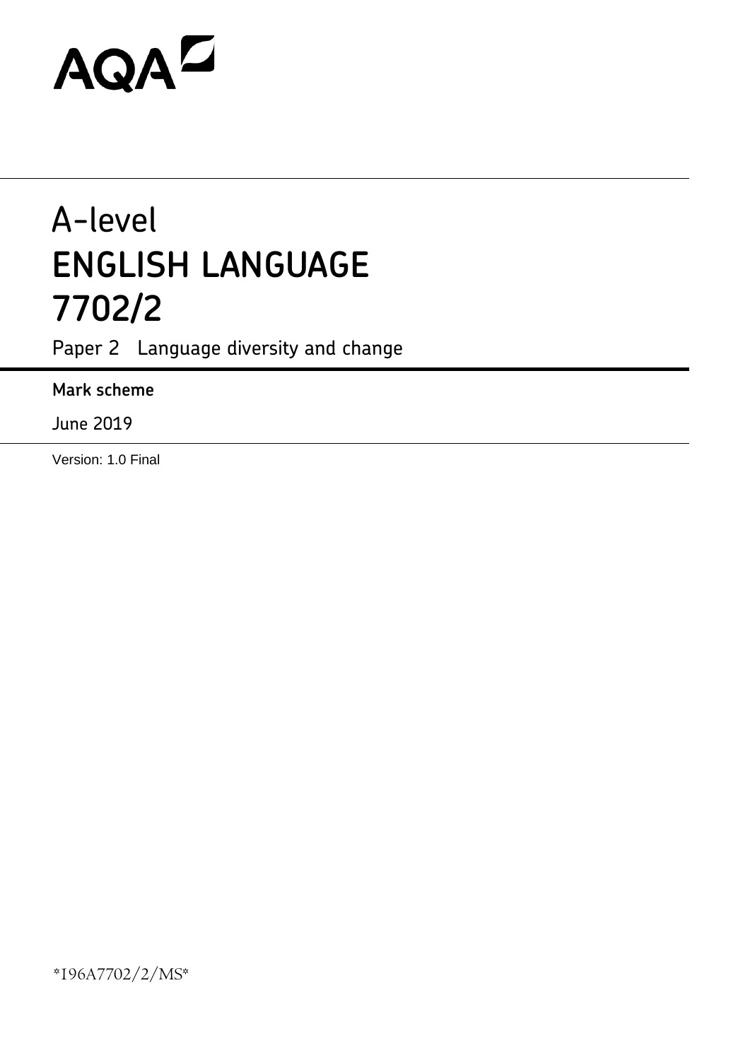AQA

# A-level
# ENGLISH LANGUAGE
# 7702/2

Paper 2 Language diversity and change

**Mark scheme**

June 2019

Version: 1.0 Final

*196A7702/2/MS*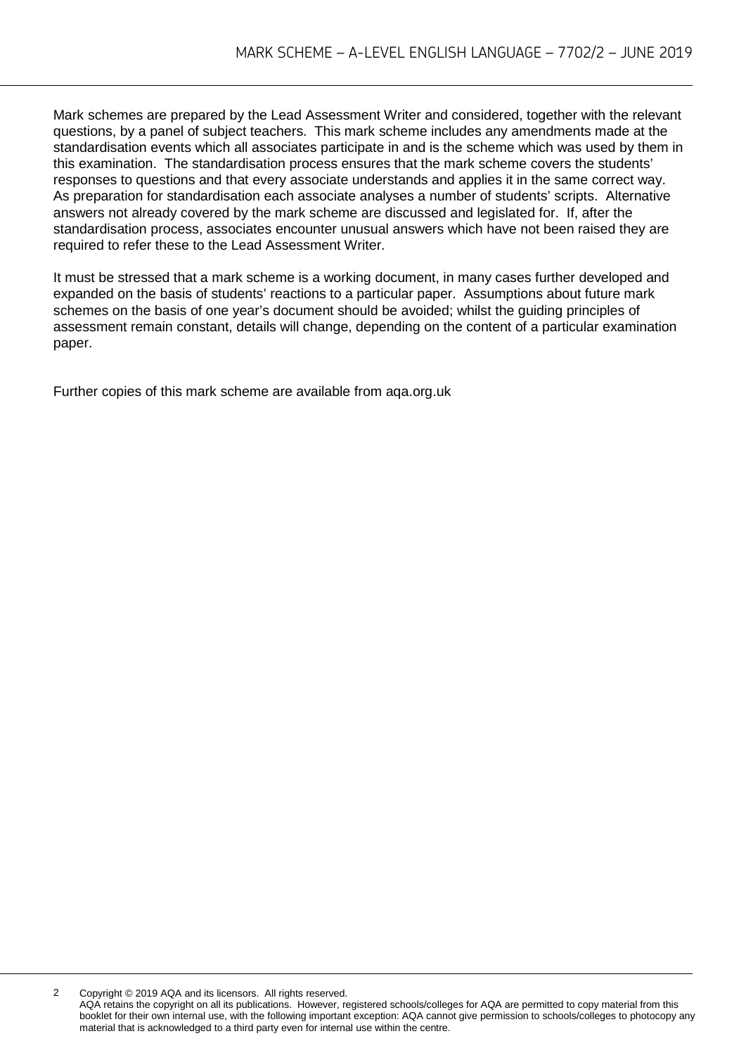Mark schemes are prepared by the Lead Assessment Writer and considered, together with the relevant questions, by a panel of subject teachers. This mark scheme includes any amendments made at the standardisation events which all associates participate in and is the scheme which was used by them in this examination. The standardisation process ensures that the mark scheme covers the students' responses to questions and that every associate understands and applies it in the same correct way. As preparation for standardisation each associate analyses a number of students' scripts. Alternative answers not already covered by the mark scheme are discussed and legislated for. If, after the standardisation process, associates encounter unusual answers which have not been raised they are required to refer these to the Lead Assessment Writer.

It must be stressed that a mark scheme is a working document, in many cases further developed and expanded on the basis of students' reactions to a particular paper. Assumptions about future mark schemes on the basis of one year's document should be avoided; whilst the guiding principles of assessment remain constant, details will change, depending on the content of a particular examination paper.

Further copies of this mark scheme are available from aqa.org.uk

Copyright © 2019 AQA and its licensors. All rights reserved.
AQA retains the copyright on all its publications. However, registered schools/colleges for AQA are permitted to copy material from this booklet for their own internal use, with the following important exception: AQA cannot give permission to schools/colleges to photocopy any material that is acknowledged to a third party even for internal use within the centre.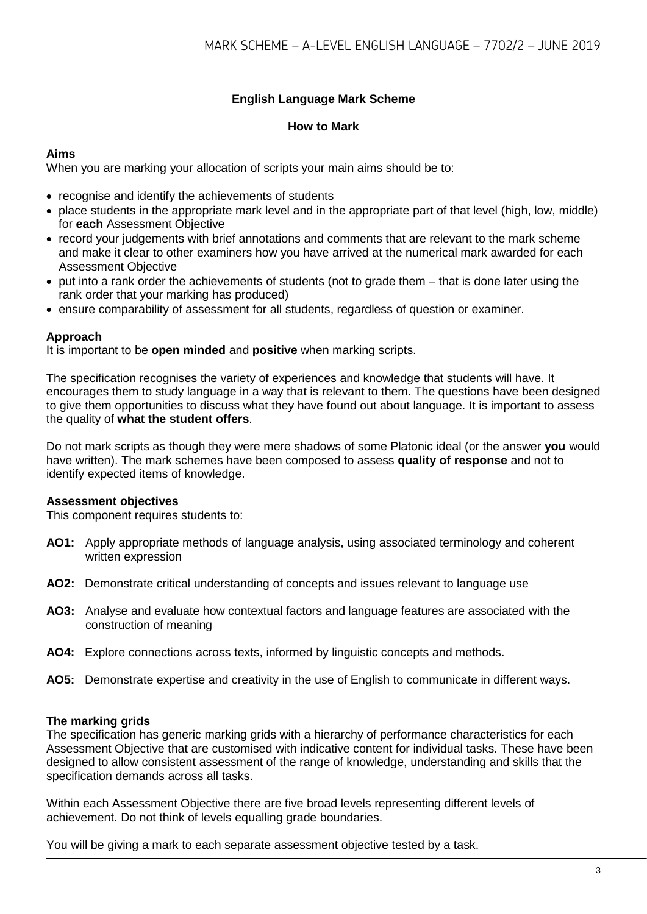## English Language Mark Scheme

### How to Mark

**Aims**
When you are marking your allocation of scripts your main aims should be to:

- recognise and identify the achievements of students
- place students in the appropriate mark level and in the appropriate part of that level (high, low, middle) for **each** Assessment Objective
- record your judgements with brief annotations and comments that are relevant to the mark scheme and make it clear to other examiners how you have arrived at the numerical mark awarded for each Assessment Objective
- put into a rank order the achievements of students (not to grade them – that is done later using the rank order that your marking has produced)
- ensure comparability of assessment for all students, regardless of question or examiner.

**Approach**
It is important to be **open minded** and **positive** when marking scripts.

The specification recognises the variety of experiences and knowledge that students will have. It encourages them to study language in a way that is relevant to them. The questions have been designed to give them opportunities to discuss what they have found out about language. It is important to assess the quality of **what the student offers**.

Do not mark scripts as though they were mere shadows of some Platonic ideal (or the answer **you** would have written). The mark schemes have been composed to assess **quality of response** and not to identify expected items of knowledge.

**Assessment objectives**
This component requires students to:

**AO1:** Apply appropriate methods of language analysis, using associated terminology and coherent written expression

**AO2:** Demonstrate critical understanding of concepts and issues relevant to language use

**AO3:** Analyse and evaluate how contextual factors and language features are associated with the construction of meaning

**AO4:** Explore connections across texts, informed by linguistic concepts and methods.

**AO5:** Demonstrate expertise and creativity in the use of English to communicate in different ways.

**The marking grids**
The specification has generic marking grids with a hierarchy of performance characteristics for each Assessment Objective that are customised with indicative content for individual tasks. These have been designed to allow consistent assessment of the range of knowledge, understanding and skills that the specification demands across all tasks.

Within each Assessment Objective there are five broad levels representing different levels of achievement. Do not think of levels equalling grade boundaries.

You will be giving a mark to each separate assessment objective tested by a task.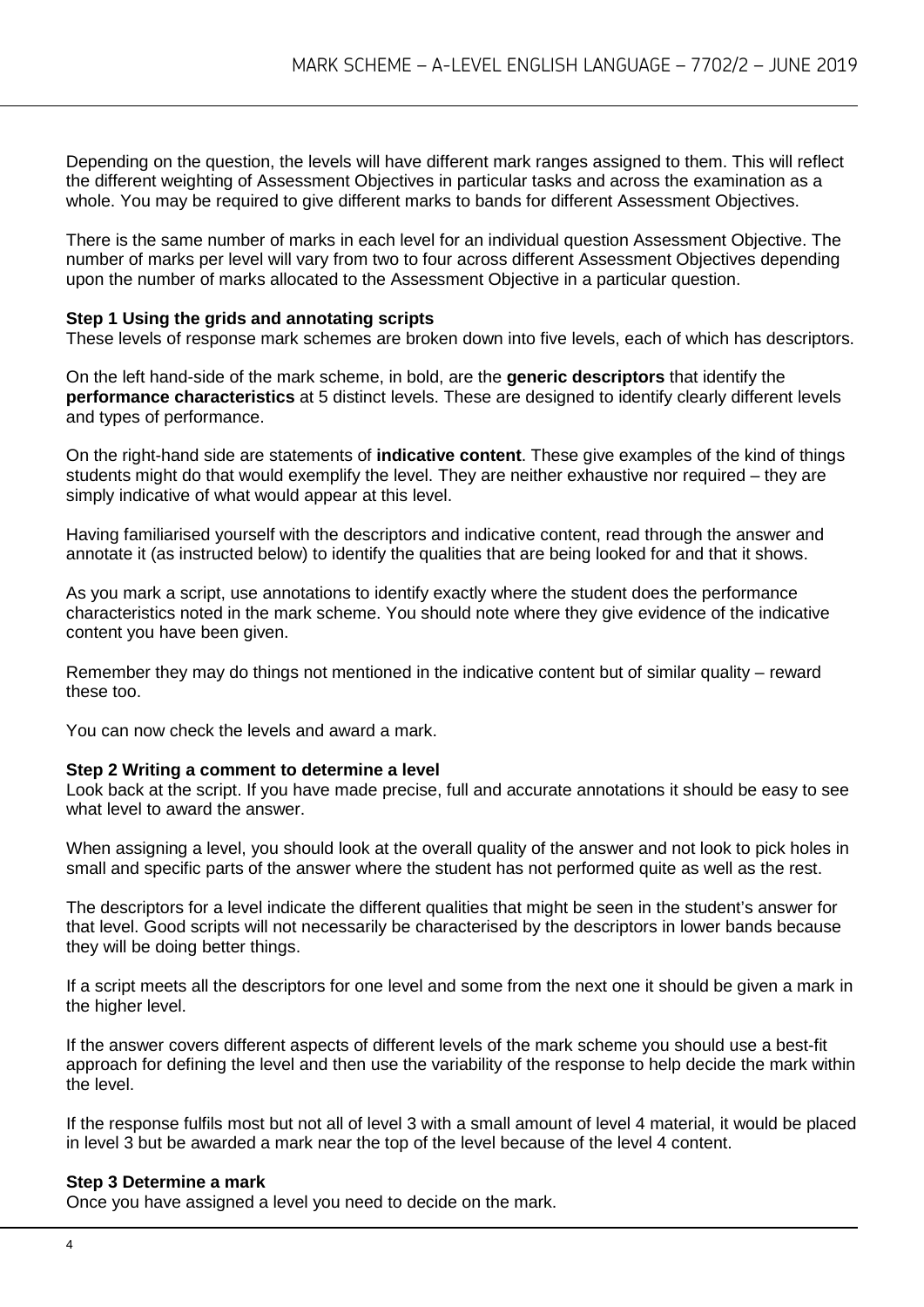Depending on the question, the levels will have different mark ranges assigned to them. This will reflect the different weighting of Assessment Objectives in particular tasks and across the examination as a whole. You may be required to give different marks to bands for different Assessment Objectives.

There is the same number of marks in each level for an individual question Assessment Objective. The number of marks per level will vary from two to four across different Assessment Objectives depending upon the number of marks allocated to the Assessment Objective in a particular question.

**Step 1 Using the grids and annotating scripts**
These levels of response mark schemes are broken down into five levels, each of which has descriptors.

On the left hand-side of the mark scheme, in bold, are the **generic descriptors** that identify the **performance characteristics** at 5 distinct levels. These are designed to identify clearly different levels and types of performance.

On the right-hand side are statements of **indicative content**. These give examples of the kind of things students might do that would exemplify the level. They are neither exhaustive nor required – they are simply indicative of what would appear at this level.

Having familiarised yourself with the descriptors and indicative content, read through the answer and annotate it (as instructed below) to identify the qualities that are being looked for and that it shows.

As you mark a script, use annotations to identify exactly where the student does the performance characteristics noted in the mark scheme. You should note where they give evidence of the indicative content you have been given.

Remember they may do things not mentioned in the indicative content but of similar quality – reward these too.

You can now check the levels and award a mark.

**Step 2 Writing a comment to determine a level**
Look back at the script. If you have made precise, full and accurate annotations it should be easy to see what level to award the answer.

When assigning a level, you should look at the overall quality of the answer and not look to pick holes in small and specific parts of the answer where the student has not performed quite as well as the rest.

The descriptors for a level indicate the different qualities that might be seen in the student's answer for that level. Good scripts will not necessarily be characterised by the descriptors in lower bands because they will be doing better things.

If a script meets all the descriptors for one level and some from the next one it should be given a mark in the higher level.

If the answer covers different aspects of different levels of the mark scheme you should use a best-fit approach for defining the level and then use the variability of the response to help decide the mark within the level.

If the response fulfils most but not all of level 3 with a small amount of level 4 material, it would be placed in level 3 but be awarded a mark near the top of the level because of the level 4 content.

**Step 3 Determine a mark**
Once you have assigned a level you need to decide on the mark.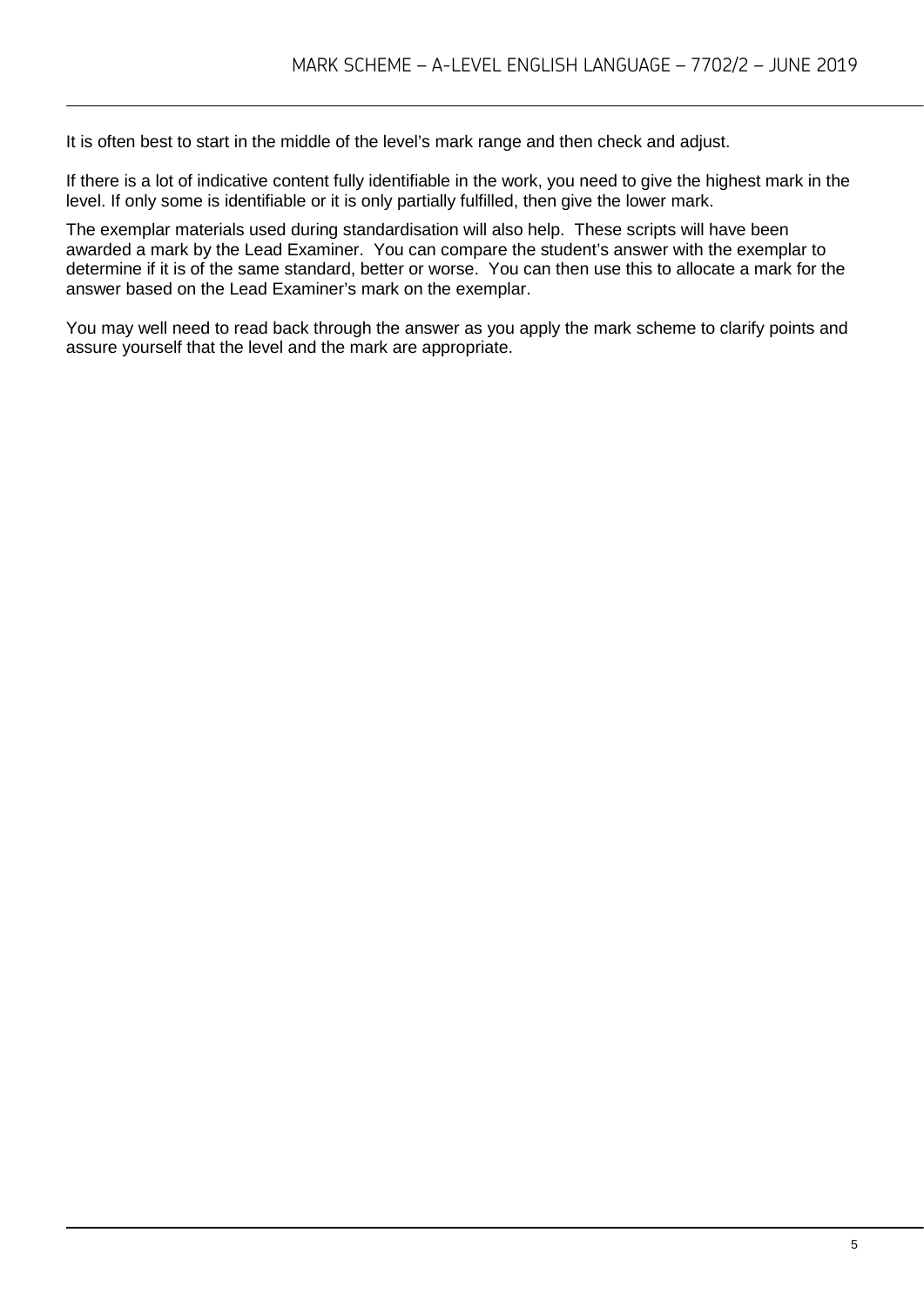It is often best to start in the middle of the level's mark range and then check and adjust.

If there is a lot of indicative content fully identifiable in the work, you need to give the highest mark in the level. If only some is identifiable or it is only partially fulfilled, then give the lower mark.

The exemplar materials used during standardisation will also help. These scripts will have been awarded a mark by the Lead Examiner. You can compare the student's answer with the exemplar to determine if it is of the same standard, better or worse. You can then use this to allocate a mark for the answer based on the Lead Examiner's mark on the exemplar.

You may well need to read back through the answer as you apply the mark scheme to clarify points and assure yourself that the level and the mark are appropriate.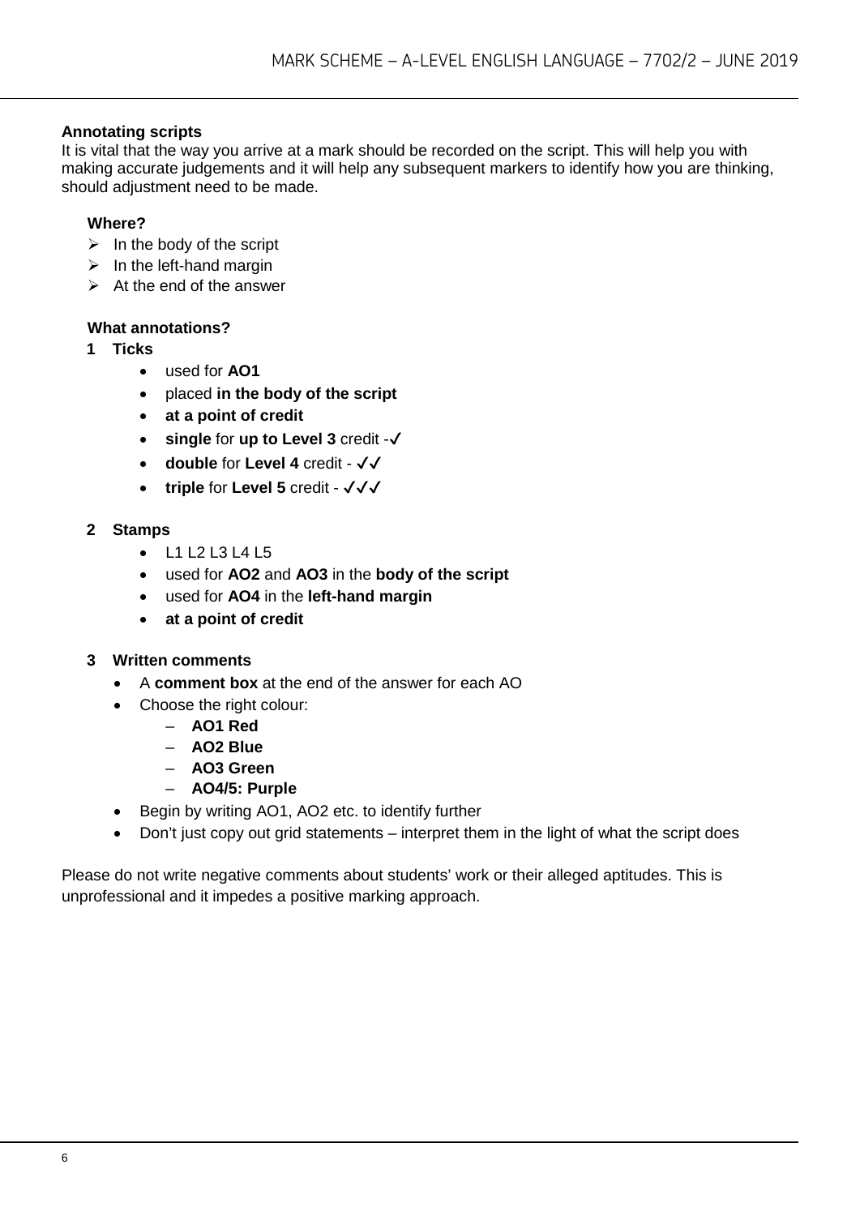**Annotating scripts**

It is vital that the way you arrive at a mark should be recorded on the script. This will help you with making accurate judgements and it will help any subsequent markers to identify how you are thinking, should adjustment need to be made.

**Where?**

- In the body of the script
- In the left-hand margin
- At the end of the answer

**What annotations?**

**1 Ticks**

- used for **AO1**
- placed **in the body of the script**
- **at a point of credit**
- **single** for **up to Level 3** credit -✓
- **double** for **Level 4** credit - ✓✓
- **triple** for **Level 5** credit - ✓✓✓

**2 Stamps**

- L1 L2 L3 L4 L5
- used for **AO2** and **AO3** in the **body of the script**
- used for **AO4** in the **left-hand margin**
- **at a point of credit**

**3 Written comments**

- A **comment box** at the end of the answer for each AO
- Choose the right colour:
  - **AO1 Red**
  - **AO2 Blue**
  - **AO3 Green**
  - **AO4/5: Purple**
- Begin by writing AO1, AO2 etc. to identify further
- Don't just copy out grid statements – interpret them in the light of what the script does

Please do not write negative comments about students' work or their alleged aptitudes. This is unprofessional and it impedes a positive marking approach.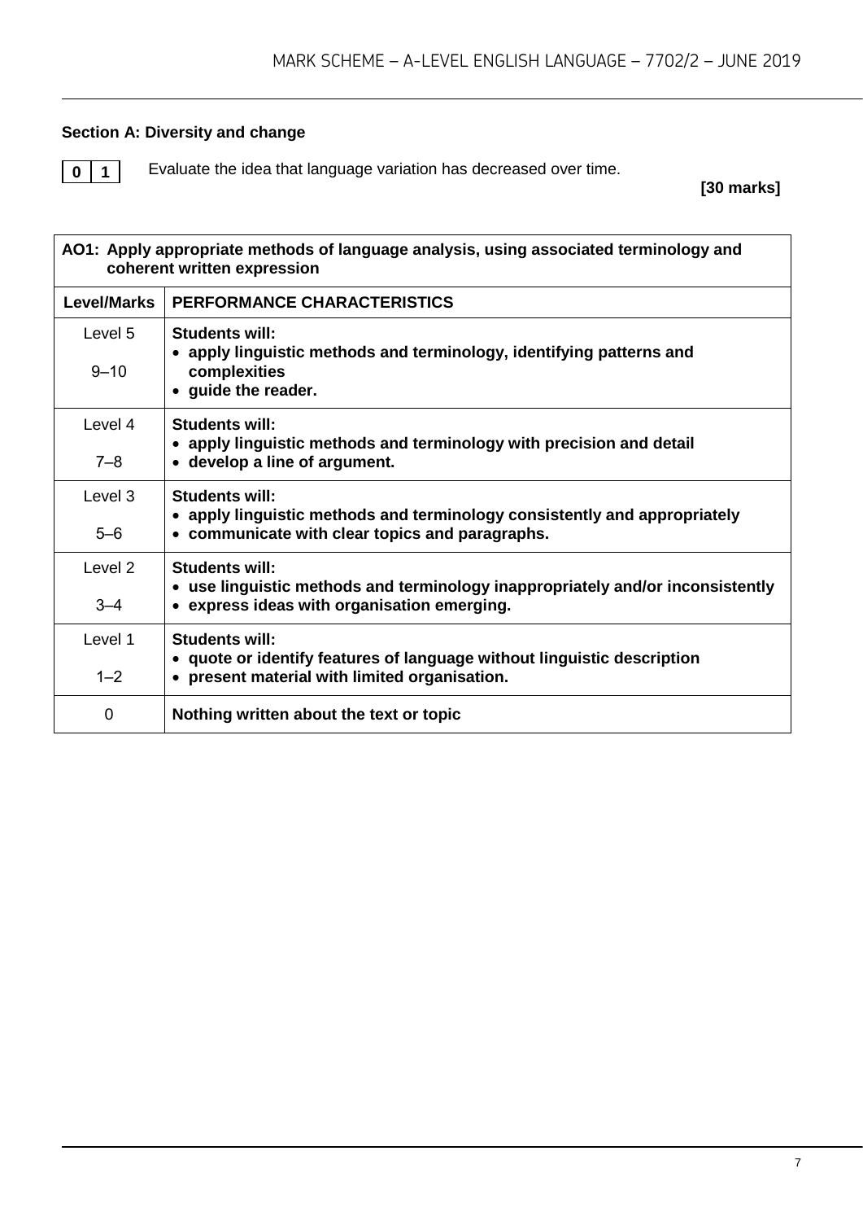## Section A: Diversity and change

**0 1** Evaluate the idea that language variation has decreased over time.

**[30 marks]**

| **AO1: Apply appropriate methods of language analysis, using associated terminology and coherent written expression** | |
|---|---|
| **Level/Marks** | **PERFORMANCE CHARACTERISTICS** |
| Level 5<br>9–10 | **Students will:**<br>• **apply linguistic methods and terminology, identifying patterns and complexities**<br>• **guide the reader.** |
| Level 4<br>7–8 | **Students will:**<br>• **apply linguistic methods and terminology with precision and detail**<br>• **develop a line of argument.** |
| Level 3<br>5–6 | **Students will:**<br>• **apply linguistic methods and terminology consistently and appropriately**<br>• **communicate with clear topics and paragraphs.** |
| Level 2<br>3–4 | **Students will:**<br>• **use linguistic methods and terminology inappropriately and/or inconsistently**<br>• **express ideas with organisation emerging.** |
| Level 1<br>1–2 | **Students will:**<br>• **quote or identify features of language without linguistic description**<br>• **present material with limited organisation.** |
| 0 | **Nothing written about the text or topic** |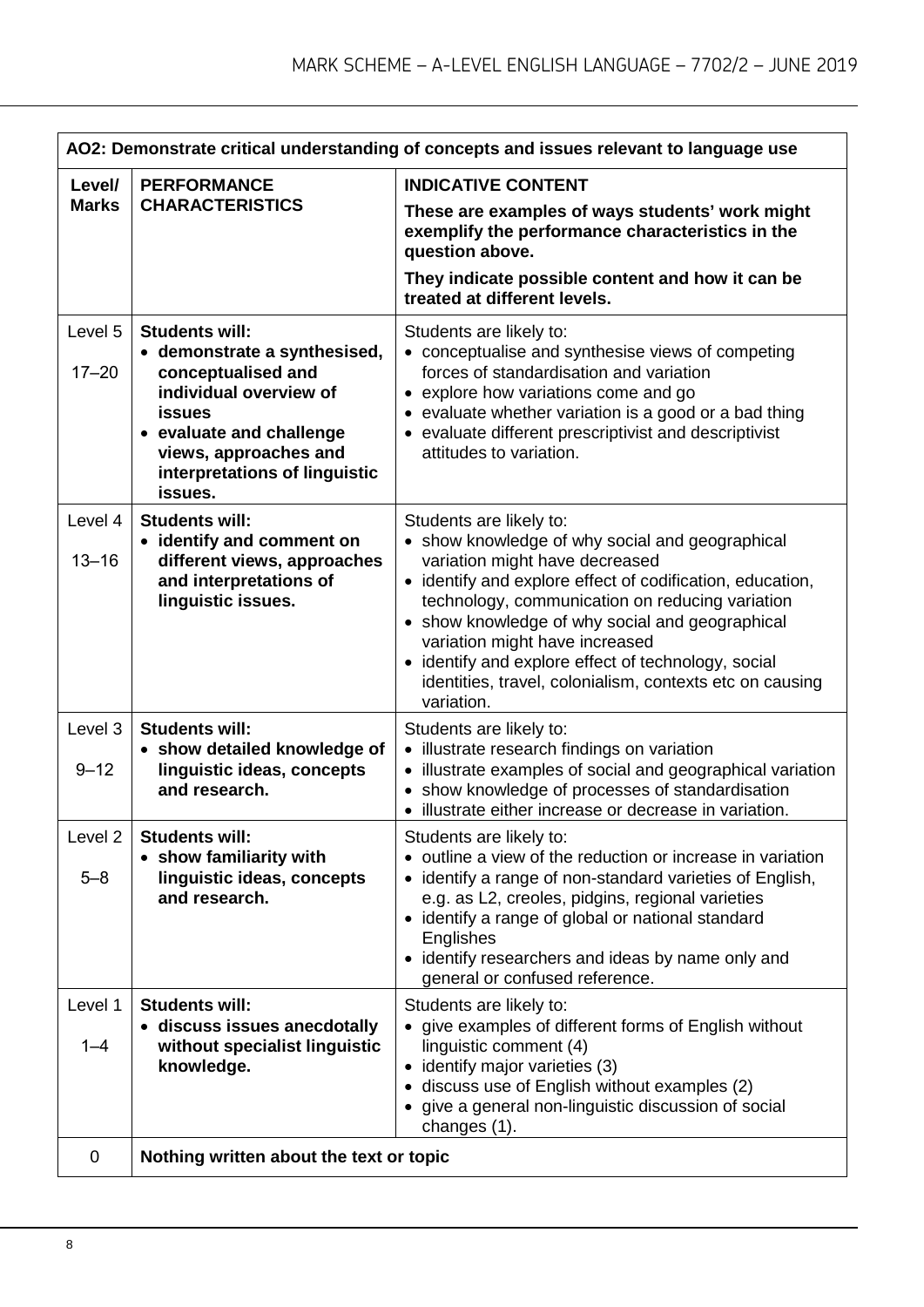| AO2: Demonstrate critical understanding of concepts and issues relevant to language use | | |
|---|---|---|
| **Level/ Marks** | **PERFORMANCE CHARACTERISTICS** | **INDICATIVE CONTENT**<br>**These are examples of ways students' work might exemplify the performance characteristics in the question above.**<br>**They indicate possible content and how it can be treated at different levels.** |
| Level 5<br>17–20 | **Students will:**<br>• **demonstrate a synthesised, conceptualised and individual overview of issues**<br>• **evaluate and challenge views, approaches and interpretations of linguistic issues.** | Students are likely to:<br>• conceptualise and synthesise views of competing forces of standardisation and variation<br>• explore how variations come and go<br>• evaluate whether variation is a good or a bad thing<br>• evaluate different prescriptivist and descriptivist attitudes to variation. |
| Level 4<br>13–16 | **Students will:**<br>• **identify and comment on different views, approaches and interpretations of linguistic issues.** | Students are likely to:<br>• show knowledge of why social and geographical variation might have decreased<br>• identify and explore effect of codification, education, technology, communication on reducing variation<br>• show knowledge of why social and geographical variation might have increased<br>• identify and explore effect of technology, social identities, travel, colonialism, contexts etc on causing variation. |
| Level 3<br>9–12 | **Students will:**<br>• **show detailed knowledge of linguistic ideas, concepts and research.** | Students are likely to:<br>• illustrate research findings on variation<br>• illustrate examples of social and geographical variation<br>• show knowledge of processes of standardisation<br>• illustrate either increase or decrease in variation. |
| Level 2<br>5–8 | **Students will:**<br>• **show familiarity with linguistic ideas, concepts and research.** | Students are likely to:<br>• outline a view of the reduction or increase in variation<br>• identify a range of non-standard varieties of English, e.g. as L2, creoles, pidgins, regional varieties<br>• identify a range of global or national standard Englishes<br>• identify researchers and ideas by name only and general or confused reference. |
| Level 1<br>1–4 | **Students will:**<br>• **discuss issues anecdotally without specialist linguistic knowledge.** | Students are likely to:<br>• give examples of different forms of English without linguistic comment (4)<br>• identify major varieties (3)<br>• discuss use of English without examples (2)<br>• give a general non-linguistic discussion of social changes (1). |
| 0 | **Nothing written about the text or topic** | |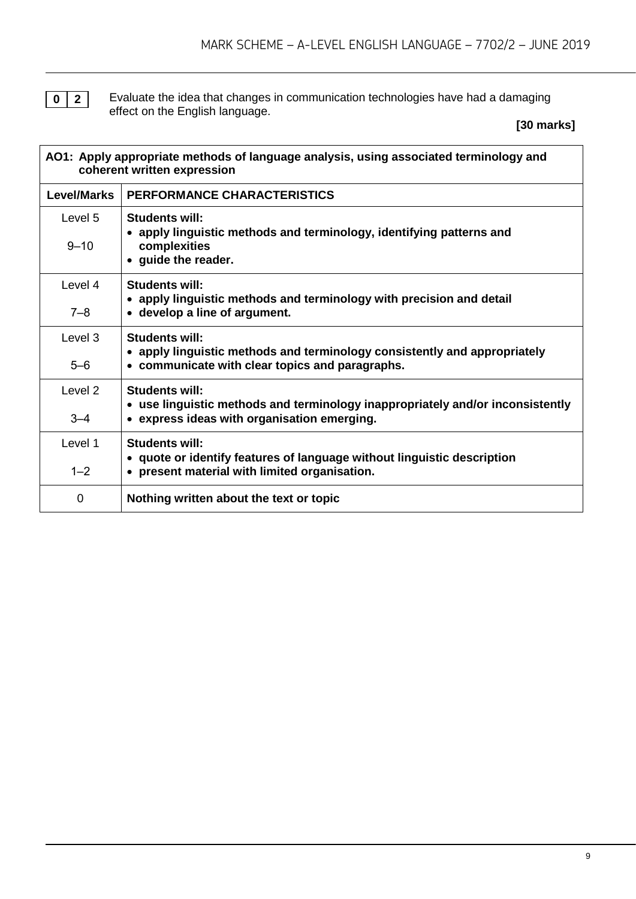**0 2** Evaluate the idea that changes in communication technologies have had a damaging effect on the English language.

**[30 marks]**

| **AO1: Apply appropriate methods of language analysis, using associated terminology and coherent written expression** | |
|---|---|
| **Level/Marks** | **PERFORMANCE CHARACTERISTICS** |
| Level 5<br>9–10 | **Students will:**<br>• **apply linguistic methods and terminology, identifying patterns and complexities**<br>• **guide the reader.** |
| Level 4<br>7–8 | **Students will:**<br>• **apply linguistic methods and terminology with precision and detail**<br>• **develop a line of argument.** |
| Level 3<br>5–6 | **Students will:**<br>• **apply linguistic methods and terminology consistently and appropriately**<br>• **communicate with clear topics and paragraphs.** |
| Level 2<br>3–4 | **Students will:**<br>• **use linguistic methods and terminology inappropriately and/or inconsistently**<br>• **express ideas with organisation emerging.** |
| Level 1<br>1–2 | **Students will:**<br>• **quote or identify features of language without linguistic description**<br>• **present material with limited organisation.** |
| 0 | **Nothing written about the text or topic** |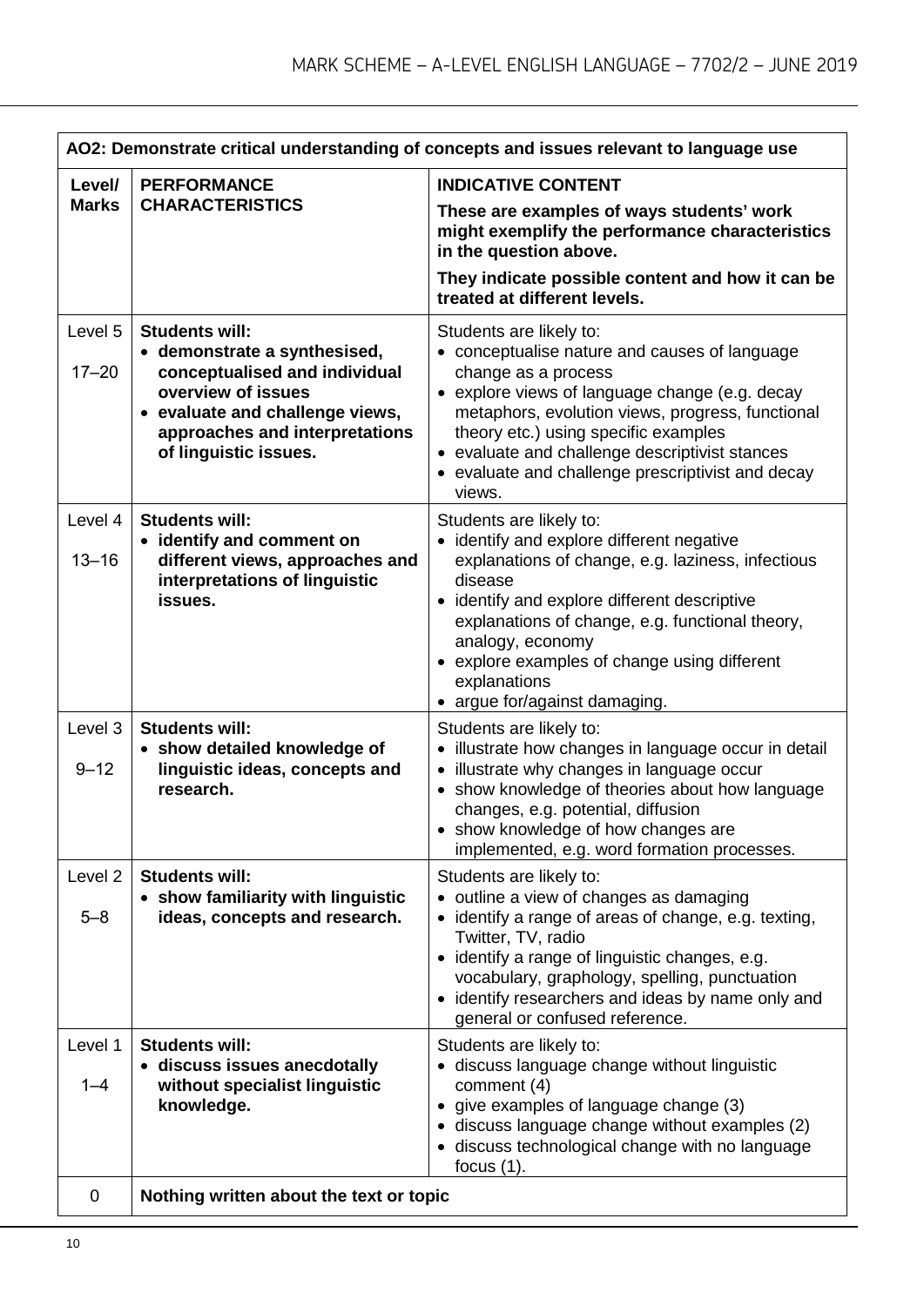| AO2: Demonstrate critical understanding of concepts and issues relevant to language use | | |
|---|---|---|
| **Level/ Marks** | **PERFORMANCE CHARACTERISTICS** | **INDICATIVE CONTENT**<br>**These are examples of ways students' work might exemplify the performance characteristics in the question above.**<br>**They indicate possible content and how it can be treated at different levels.** |
| Level 5<br>17–20 | **Students will:**<br>• **demonstrate a synthesised, conceptualised and individual overview of issues**<br>• **evaluate and challenge views, approaches and interpretations of linguistic issues.** | Students are likely to:<br>• conceptualise nature and causes of language change as a process<br>• explore views of language change (e.g. decay metaphors, evolution views, progress, functional theory etc.) using specific examples<br>• evaluate and challenge descriptivist stances<br>• evaluate and challenge prescriptivist and decay views. |
| Level 4<br>13–16 | **Students will:**<br>• **identify and comment on different views, approaches and interpretations of linguistic issues.** | Students are likely to:<br>• identify and explore different negative explanations of change, e.g. laziness, infectious disease<br>• identify and explore different descriptive explanations of change, e.g. functional theory, analogy, economy<br>• explore examples of change using different explanations<br>• argue for/against damaging. |
| Level 3<br>9–12 | **Students will:**<br>• **show detailed knowledge of linguistic ideas, concepts and research.** | Students are likely to:<br>• illustrate how changes in language occur in detail<br>• illustrate why changes in language occur<br>• show knowledge of theories about how language changes, e.g. potential, diffusion<br>• show knowledge of how changes are implemented, e.g. word formation processes. |
| Level 2<br>5–8 | **Students will:**<br>• **show familiarity with linguistic ideas, concepts and research.** | Students are likely to:<br>• outline a view of changes as damaging<br>• identify a range of areas of change, e.g. texting, Twitter, TV, radio<br>• identify a range of linguistic changes, e.g. vocabulary, graphology, spelling, punctuation<br>• identify researchers and ideas by name only and general or confused reference. |
| Level 1<br>1–4 | **Students will:**<br>• **discuss issues anecdotally without specialist linguistic knowledge.** | Students are likely to:<br>• discuss language change without linguistic comment (4)<br>• give examples of language change (3)<br>• discuss language change without examples (2)<br>• discuss technological change with no language focus (1). |
| 0 | **Nothing written about the text or topic** | |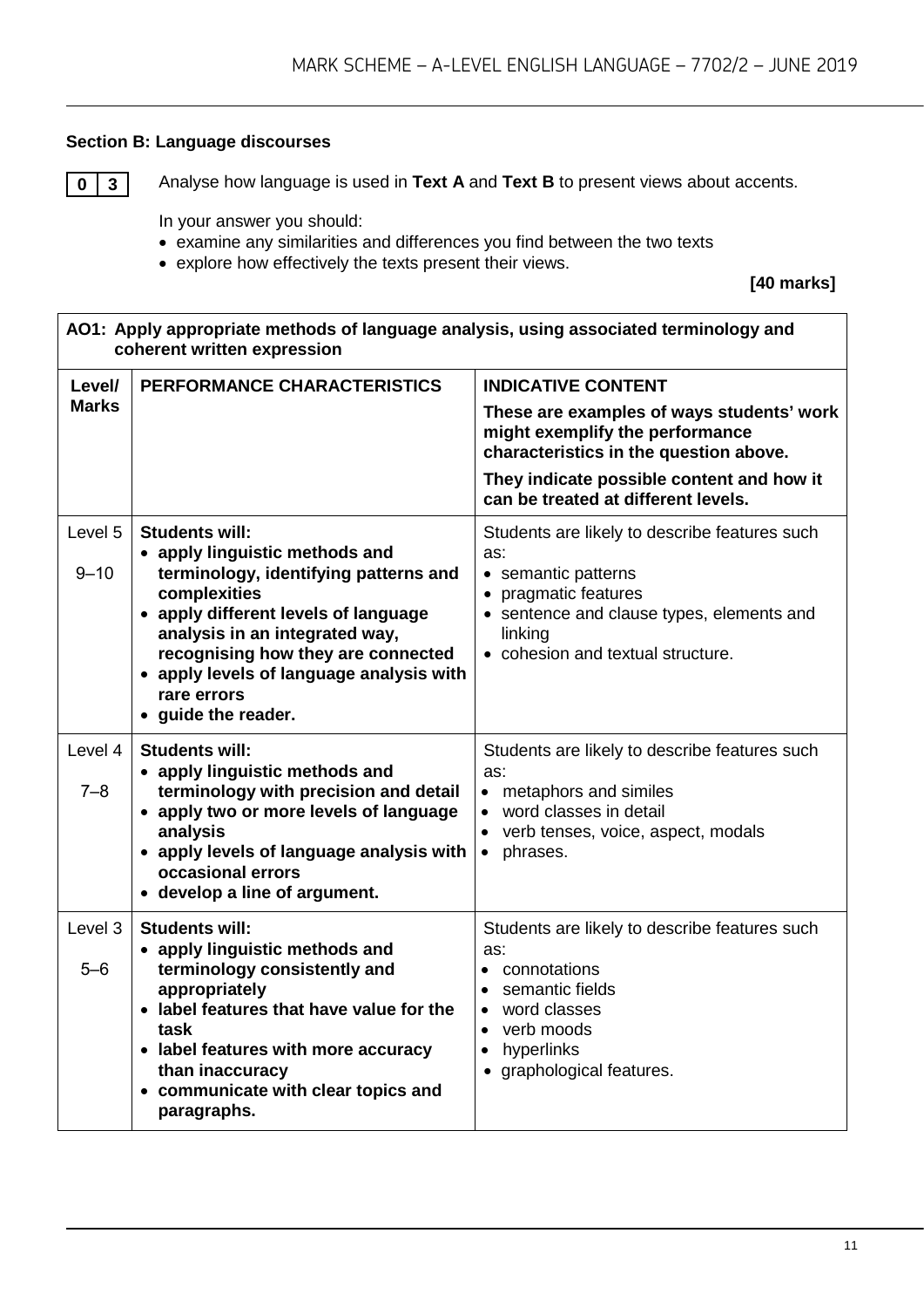## Section B: Language discourses

**0 3** Analyse how language is used in **Text A** and **Text B** to present views about accents.

In your answer you should:
- examine any similarities and differences you find between the two texts
- explore how effectively the texts present their views.

**[40 marks]**

| **AO1: Apply appropriate methods of language analysis, using associated terminology and coherent written expression** | | |
|---|---|---|
| **Level/ Marks** | **PERFORMANCE CHARACTERISTICS** | **INDICATIVE CONTENT**<br>**These are examples of ways students' work might exemplify the performance characteristics in the question above.**<br>**They indicate possible content and how it can be treated at different levels.** |
| Level 5<br>9–10 | **Students will:**<br>• **apply linguistic methods and terminology, identifying patterns and complexities**<br>• **apply different levels of language analysis in an integrated way, recognising how they are connected**<br>• **apply levels of language analysis with rare errors**<br>• **guide the reader.** | Students are likely to describe features such as:<br>• semantic patterns<br>• pragmatic features<br>• sentence and clause types, elements and linking<br>• cohesion and textual structure. |
| Level 4<br>7–8 | **Students will:**<br>• **apply linguistic methods and terminology with precision and detail**<br>• **apply two or more levels of language analysis**<br>• **apply levels of language analysis with occasional errors**<br>• **develop a line of argument.** | Students are likely to describe features such as:<br>• metaphors and similes<br>• word classes in detail<br>• verb tenses, voice, aspect, modals<br>• phrases. |
| Level 3<br>5–6 | **Students will:**<br>• **apply linguistic methods and terminology consistently and appropriately**<br>• **label features that have value for the task**<br>• **label features with more accuracy than inaccuracy**<br>• **communicate with clear topics and paragraphs.** | Students are likely to describe features such as:<br>• connotations<br>• semantic fields<br>• word classes<br>• verb moods<br>• hyperlinks<br>• graphological features. |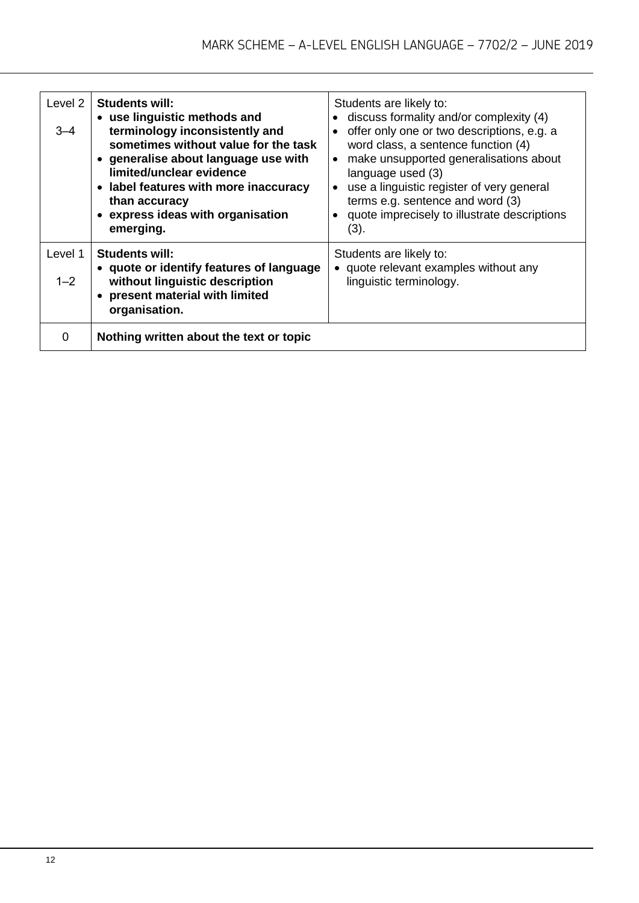| Level | Students will: | Students are likely to: |
|---|---|---|
| Level 2<br><br>3–4 | **Students will:**<br>• **use linguistic methods and terminology inconsistently and sometimes without value for the task**<br>• **generalise about language use with limited/unclear evidence**<br>• **label features with more inaccuracy than accuracy**<br>• **express ideas with organisation emerging.** | Students are likely to:<br>• discuss formality and/or complexity (4)<br>• offer only one or two descriptions, e.g. a word class, a sentence function (4)<br>• make unsupported generalisations about language used (3)<br>• use a linguistic register of very general terms e.g. sentence and word (3)<br>• quote imprecisely to illustrate descriptions (3). |
| Level 1<br><br>1–2 | **Students will:**<br>• **quote or identify features of language without linguistic description**<br>• **present material with limited organisation.** | Students are likely to:<br>• quote relevant examples without any linguistic terminology. |
| 0 | **Nothing written about the text or topic** | |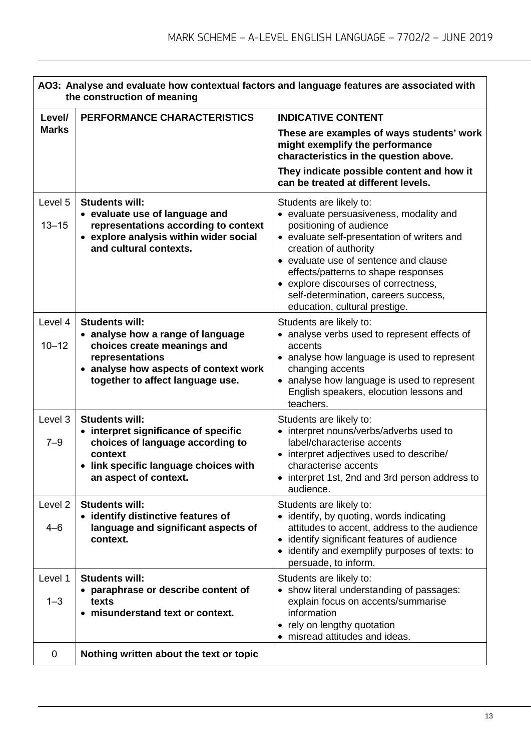| **AO3: Analyse and evaluate how contextual factors and language features are associated with the construction of meaning** | | |
|---|---|---|
| **Level/ Marks** | **PERFORMANCE CHARACTERISTICS** | **INDICATIVE CONTENT**<br>**These are examples of ways students' work might exemplify the performance characteristics in the question above.**<br>**They indicate possible content and how it can be treated at different levels.** |
| Level 5<br>13–15 | **Students will:**<br>• **evaluate use of language and representations according to context**<br>• **explore analysis within wider social and cultural contexts.** | Students are likely to:<br>• evaluate persuasiveness, modality and positioning of audience<br>• evaluate self-presentation of writers and creation of authority<br>• evaluate use of sentence and clause effects/patterns to shape responses<br>• explore discourses of correctness, self-determination, careers success, education, cultural prestige. |
| Level 4<br>10–12 | **Students will:**<br>• **analyse how a range of language choices create meanings and representations**<br>• **analyse how aspects of context work together to affect language use.** | Students are likely to:<br>• analyse verbs used to represent effects of accents<br>• analyse how language is used to represent changing accents<br>• analyse how language is used to represent English speakers, elocution lessons and teachers. |
| Level 3<br>7–9 | **Students will:**<br>• **interpret significance of specific choices of language according to context**<br>• **link specific language choices with an aspect of context.** | Students are likely to:<br>• interpret nouns/verbs/adverbs used to label/characterise accents<br>• interpret adjectives used to describe/ characterise accents<br>• interpret 1st, 2nd and 3rd person address to audience. |
| Level 2<br>4–6 | **Students will:**<br>• **identify distinctive features of language and significant aspects of context.** | Students are likely to:<br>• identify, by quoting, words indicating attitudes to accent, address to the audience<br>• identify significant features of audience<br>• identify and exemplify purposes of texts: to persuade, to inform. |
| Level 1<br>1–3 | **Students will:**<br>• **paraphrase or describe content of texts**<br>• **misunderstand text or context.** | Students are likely to:<br>• show literal understanding of passages: explain focus on accents/summarise information<br>• rely on lengthy quotation<br>• misread attitudes and ideas. |
| 0 | **Nothing written about the text or topic** | |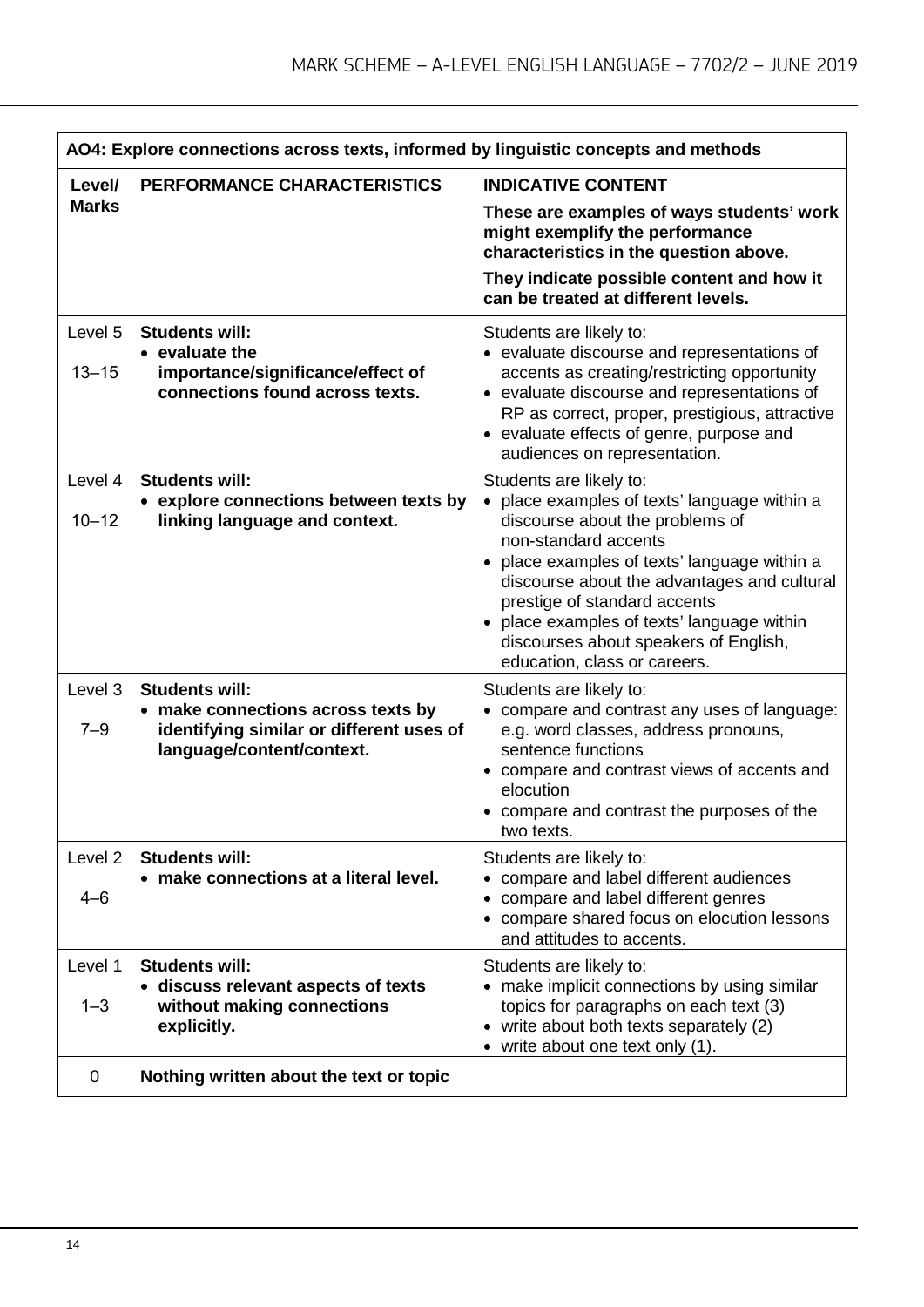| AO4: Explore connections across texts, informed by linguistic concepts and methods | | |
|---|---|---|
| **Level/ Marks** | **PERFORMANCE CHARACTERISTICS** | **INDICATIVE CONTENT**<br>**These are examples of ways students' work might exemplify the performance characteristics in the question above.**<br>**They indicate possible content and how it can be treated at different levels.** |
| Level 5<br>13–15 | **Students will:**<br>• **evaluate the importance/significance/effect of connections found across texts.** | Students are likely to:<br>• evaluate discourse and representations of accents as creating/restricting opportunity<br>• evaluate discourse and representations of RP as correct, proper, prestigious, attractive<br>• evaluate effects of genre, purpose and audiences on representation. |
| Level 4<br>10–12 | **Students will:**<br>• **explore connections between texts by linking language and context.** | Students are likely to:<br>• place examples of texts' language within a discourse about the problems of non-standard accents<br>• place examples of texts' language within a discourse about the advantages and cultural prestige of standard accents<br>• place examples of texts' language within discourses about speakers of English, education, class or careers. |
| Level 3<br>7–9 | **Students will:**<br>• **make connections across texts by identifying similar or different uses of language/content/context.** | Students are likely to:<br>• compare and contrast any uses of language: e.g. word classes, address pronouns, sentence functions<br>• compare and contrast views of accents and elocution<br>• compare and contrast the purposes of the two texts. |
| Level 2<br>4–6 | **Students will:**<br>• **make connections at a literal level.** | Students are likely to:<br>• compare and label different audiences<br>• compare and label different genres<br>• compare shared focus on elocution lessons and attitudes to accents. |
| Level 1<br>1–3 | **Students will:**<br>• **discuss relevant aspects of texts without making connections explicitly.** | Students are likely to:<br>• make implicit connections by using similar topics for paragraphs on each text (3)<br>• write about both texts separately (2)<br>• write about one text only (1). |
| 0 | **Nothing written about the text or topic** | |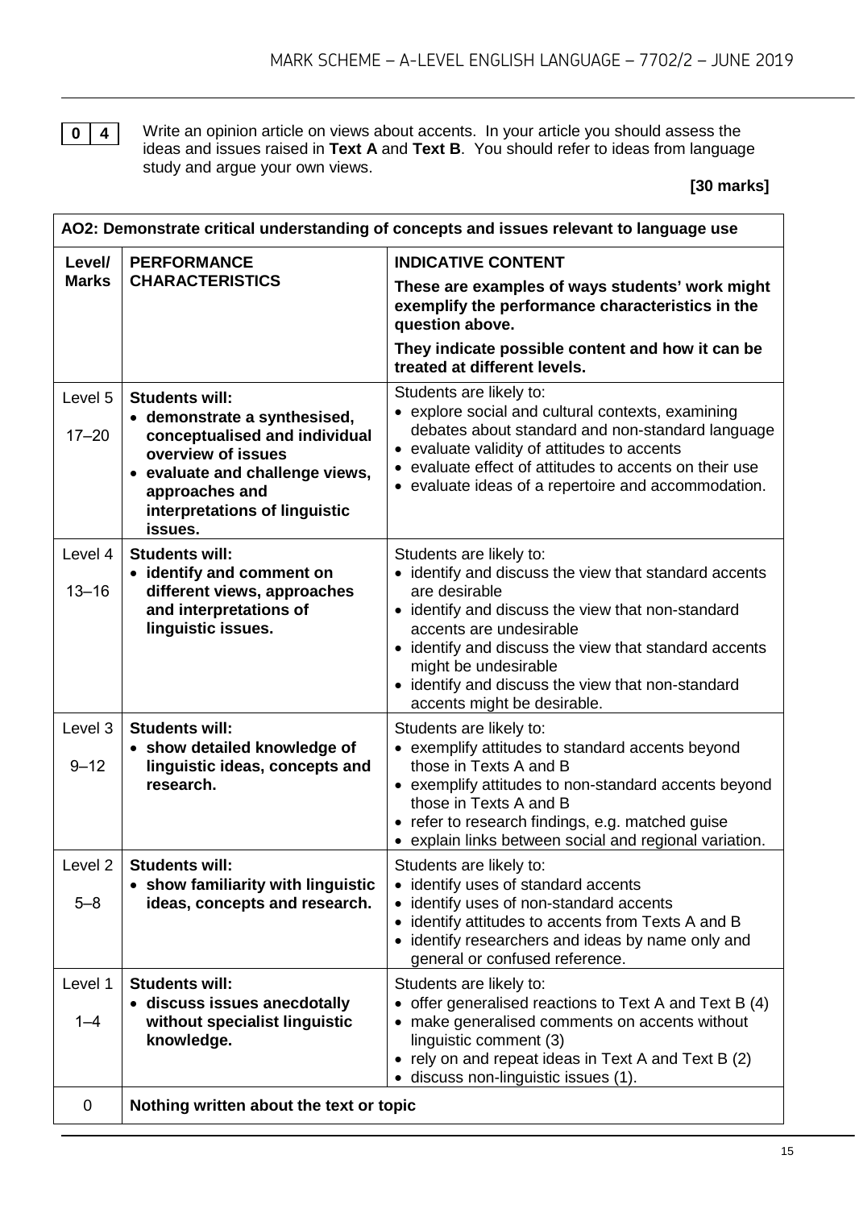**0 4** Write an opinion article on views about accents. In your article you should assess the ideas and issues raised in **Text A** and **Text B**. You should refer to ideas from language study and argue your own views.

**[30 marks]**

| **AO2: Demonstrate critical understanding of concepts and issues relevant to language use** | | |
|---|---|---|
| **Level/ Marks** | **PERFORMANCE CHARACTERISTICS** | **INDICATIVE CONTENT**<br>**These are examples of ways students' work might exemplify the performance characteristics in the question above.**<br>**They indicate possible content and how it can be treated at different levels.** |
| Level 5<br>17–20 | **Students will:**<br>• **demonstrate a synthesised, conceptualised and individual overview of issues**<br>• **evaluate and challenge views, approaches and interpretations of linguistic issues.** | Students are likely to:<br>• explore social and cultural contexts, examining debates about standard and non-standard language<br>• evaluate validity of attitudes to accents<br>• evaluate effect of attitudes to accents on their use<br>• evaluate ideas of a repertoire and accommodation. |
| Level 4<br>13–16 | **Students will:**<br>• **identify and comment on different views, approaches and interpretations of linguistic issues.** | Students are likely to:<br>• identify and discuss the view that standard accents are desirable<br>• identify and discuss the view that non-standard accents are undesirable<br>• identify and discuss the view that standard accents might be undesirable<br>• identify and discuss the view that non-standard accents might be desirable. |
| Level 3<br>9–12 | **Students will:**<br>• **show detailed knowledge of linguistic ideas, concepts and research.** | Students are likely to:<br>• exemplify attitudes to standard accents beyond those in Texts A and B<br>• exemplify attitudes to non-standard accents beyond those in Texts A and B<br>• refer to research findings, e.g. matched guise<br>• explain links between social and regional variation. |
| Level 2<br>5–8 | **Students will:**<br>• **show familiarity with linguistic ideas, concepts and research.** | Students are likely to:<br>• identify uses of standard accents<br>• identify uses of non-standard accents<br>• identify attitudes to accents from Texts A and B<br>• identify researchers and ideas by name only and general or confused reference. |
| Level 1<br>1–4 | **Students will:**<br>• **discuss issues anecdotally without specialist linguistic knowledge.** | Students are likely to:<br>• offer generalised reactions to Text A and Text B (4)<br>• make generalised comments on accents without linguistic comment (3)<br>• rely on and repeat ideas in Text A and Text B (2)<br>• discuss non-linguistic issues (1). |
| 0 | **Nothing written about the text or topic** | |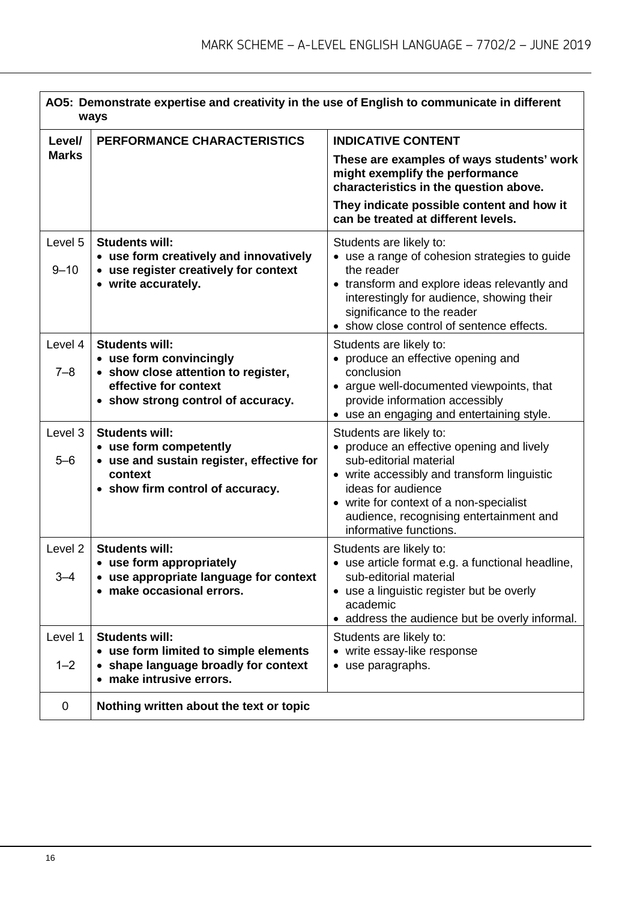| **AO5: Demonstrate expertise and creativity in the use of English to communicate in different ways** | | |
|---|---|---|
| **Level/ Marks** | **PERFORMANCE CHARACTERISTICS** | **INDICATIVE CONTENT**<br>**These are examples of ways students' work might exemplify the performance characteristics in the question above.**<br>**They indicate possible content and how it can be treated at different levels.** |
| Level 5<br>9–10 | **Students will:**<br>• **use form creatively and innovatively**<br>• **use register creatively for context**<br>• **write accurately.** | Students are likely to:<br>• use a range of cohesion strategies to guide the reader<br>• transform and explore ideas relevantly and interestingly for audience, showing their significance to the reader<br>• show close control of sentence effects. |
| Level 4<br>7–8 | **Students will:**<br>• **use form convincingly**<br>• **show close attention to register, effective for context**<br>• **show strong control of accuracy.** | Students are likely to:<br>• produce an effective opening and conclusion<br>• argue well-documented viewpoints, that provide information accessibly<br>• use an engaging and entertaining style. |
| Level 3<br>5–6 | **Students will:**<br>• **use form competently**<br>• **use and sustain register, effective for context**<br>• **show firm control of accuracy.** | Students are likely to:<br>• produce an effective opening and lively sub-editorial material<br>• write accessibly and transform linguistic ideas for audience<br>• write for context of a non-specialist audience, recognising entertainment and informative functions. |
| Level 2<br>3–4 | **Students will:**<br>• **use form appropriately**<br>• **use appropriate language for context**<br>• **make occasional errors.** | Students are likely to:<br>• use article format e.g. a functional headline, sub-editorial material<br>• use a linguistic register but be overly academic<br>• address the audience but be overly informal. |
| Level 1<br>1–2 | **Students will:**<br>• **use form limited to simple elements**<br>• **shape language broadly for context**<br>• **make intrusive errors.** | Students are likely to:<br>• write essay-like response<br>• use paragraphs. |
| 0 | **Nothing written about the text or topic** | |